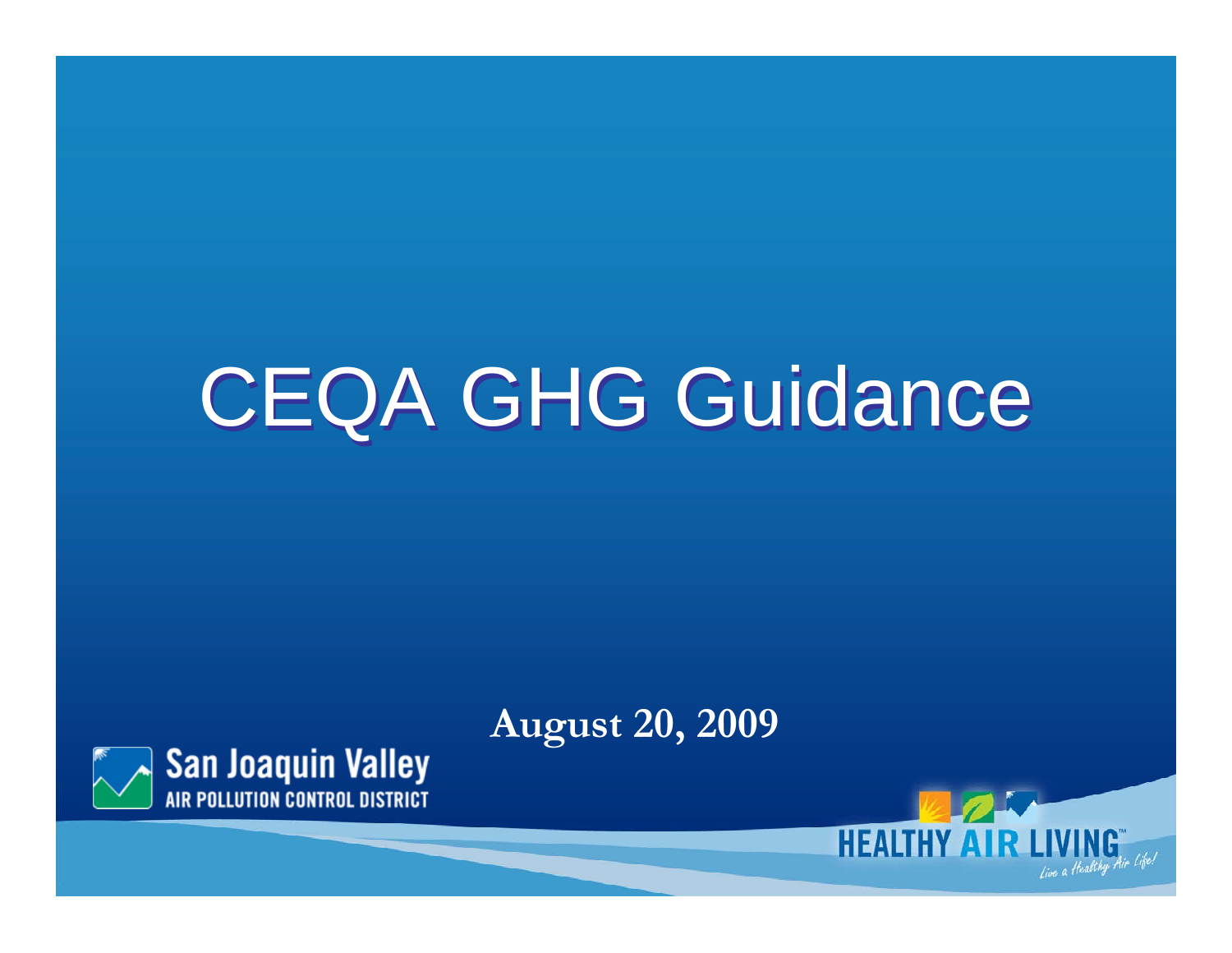# CEQA GHG Guidance

**August 20, 2009**

San Joaquin Valley
AIR POLLUTION CONTROL DISTRICT

HEALTHY AIR LIVING™
Live a Healthy Air Life!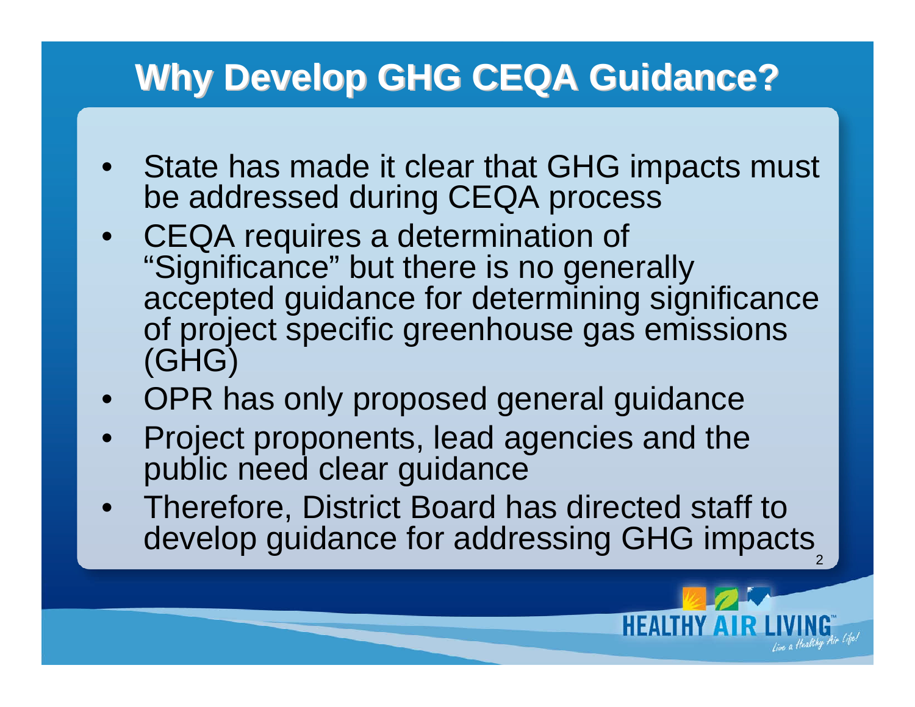# Why Develop GHG CEQA Guidance?

- State has made it clear that GHG impacts must be addressed during CEQA process
- CEQA requires a determination of "Significance" but there is no generally accepted guidance for determining significance of project specific greenhouse gas emissions (GHG)
- OPR has only proposed general guidance
- Project proponents, lead agencies and the public need clear guidance
- Therefore, District Board has directed staff to develop guidance for addressing GHG impacts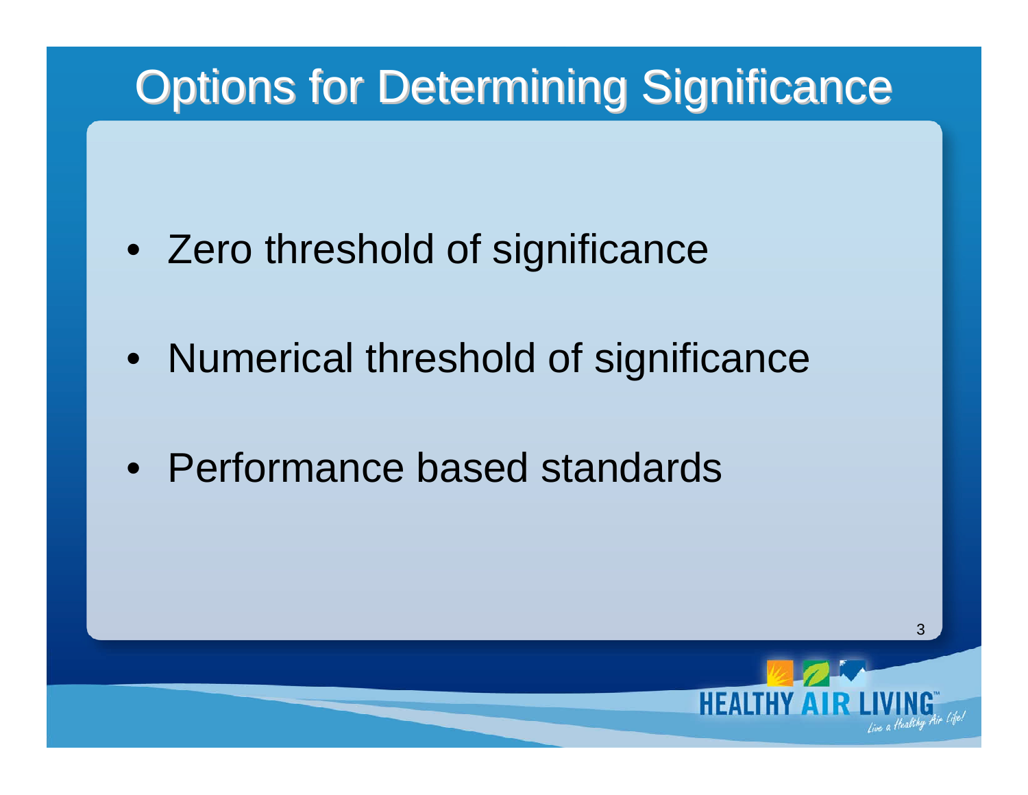# Options for Determining Significance

- Zero threshold of significance
- Numerical threshold of significance
- Performance based standards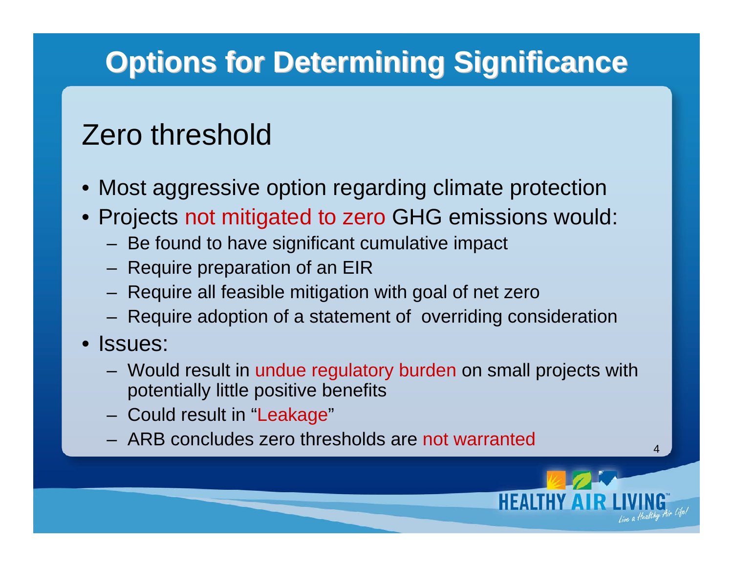# Options for Determining Significance

## Zero threshold

- Most aggressive option regarding climate protection
- Projects not mitigated to zero GHG emissions would:
  - Be found to have significant cumulative impact
  - Require preparation of an EIR
  - Require all feasible mitigation with goal of net zero
  - Require adoption of a statement of overriding consideration
- Issues:
  - Would result in undue regulatory burden on small projects with potentially little positive benefits
  - Could result in "Leakage"
  - ARB concludes zero thresholds are not warranted

HEALTHY AIR LIVING™ Live a Healthy Air Life!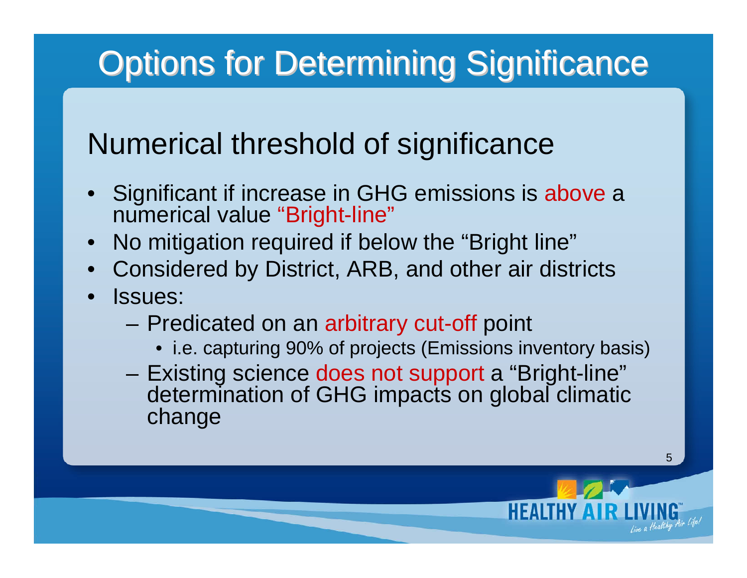# Options for Determining Significance

## Numerical threshold of significance

- Significant if increase in GHG emissions is above a numerical value "Bright-line"
- No mitigation required if below the "Bright line"
- Considered by District, ARB, and other air districts
- Issues:
  - Predicated on an arbitrary cut-off point
    - i.e. capturing 90% of projects (Emissions inventory basis)
  - Existing science does not support a "Bright-line" determination of GHG impacts on global climatic change

HEALTHY AIR LIVING™

*Live a Healthy Air Life!*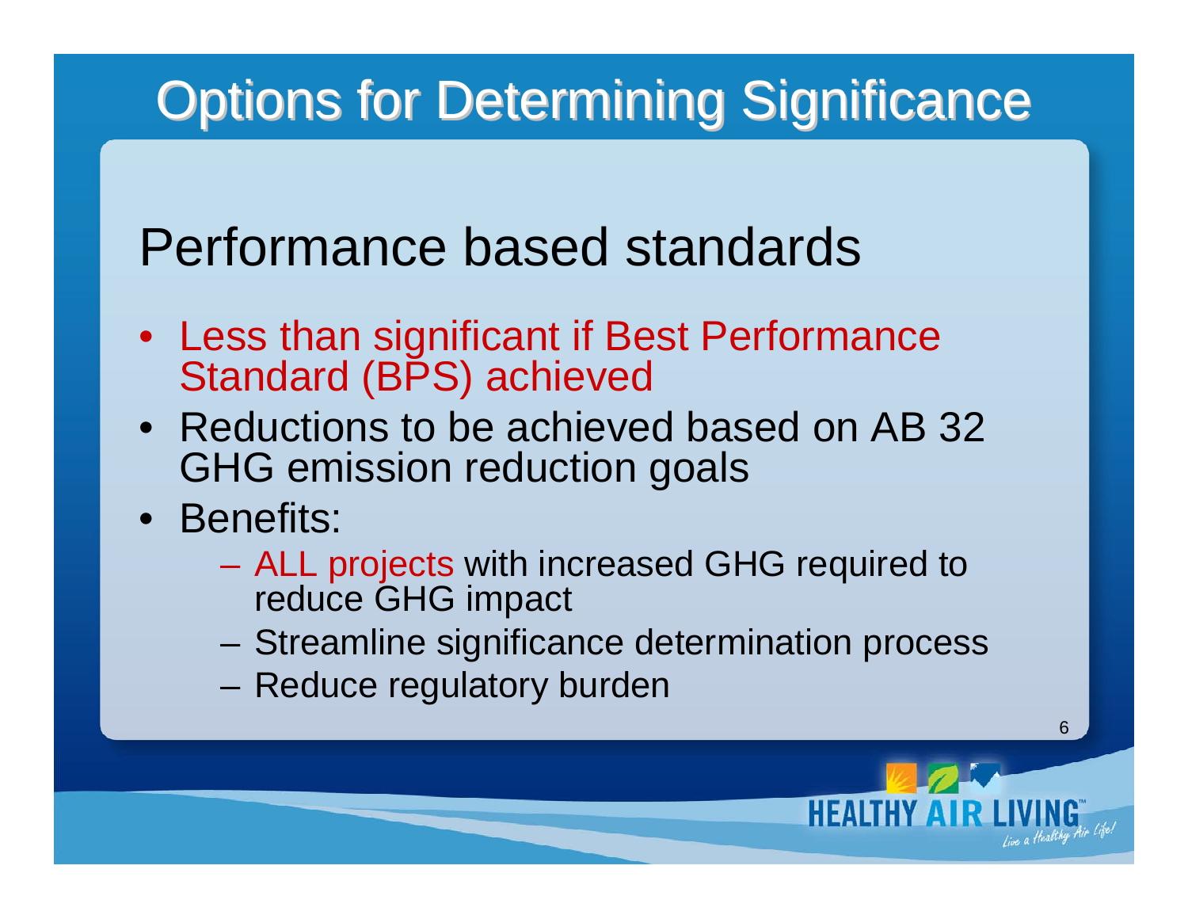# Options for Determining Significance

## Performance based standards

- Less than significant if Best Performance Standard (BPS) achieved
- Reductions to be achieved based on AB 32 GHG emission reduction goals
- Benefits:
  - ALL projects with increased GHG required to reduce GHG impact
  - Streamline significance determination process
  - Reduce regulatory burden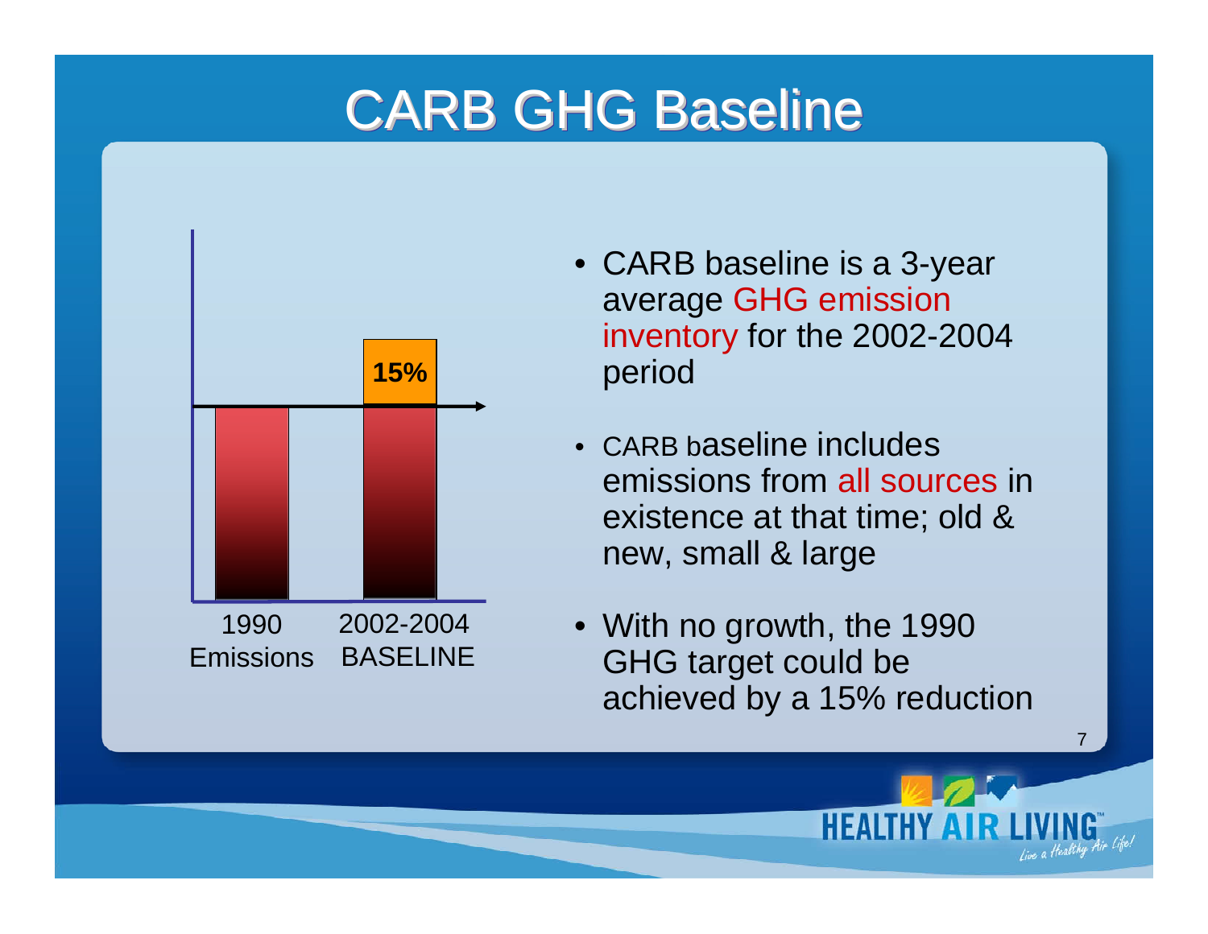# CARB GHG Baseline

15%

1990 Emissions

2002-2004 BASELINE

- CARB baseline is a 3-year average GHG emission inventory for the 2002-2004 period
- CARB baseline includes emissions from all sources in existence at that time; old & new, small & large
- With no growth, the 1990 GHG target could be achieved by a 15% reduction

HEALTHY AIR LIVING™

*Live a Healthy Air Life!*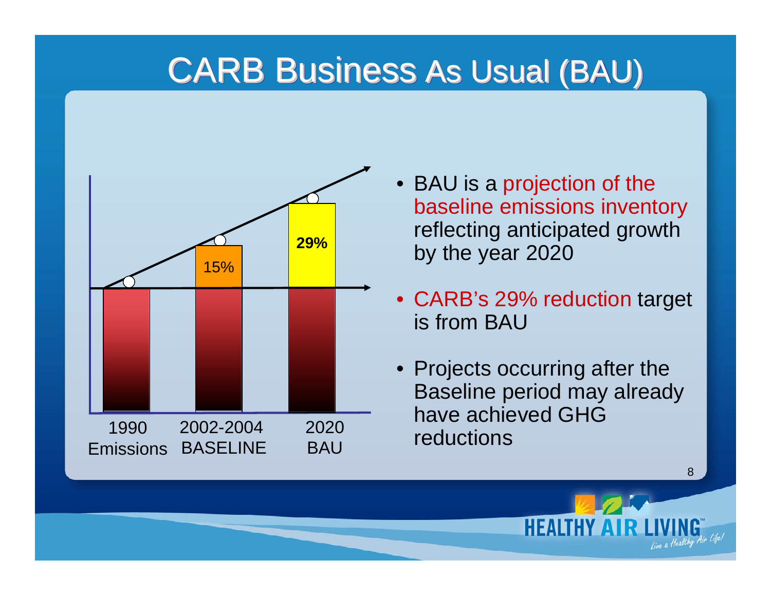# CARB Business As Usual (BAU)

15%

29%

1990 Emissions

2002-2004 BASELINE

2020 BAU

- BAU is a projection of the baseline emissions inventory reflecting anticipated growth by the year 2020
- CARB's 29% reduction target is from BAU
- Projects occurring after the Baseline period may already have achieved GHG reductions

HEALTHY AIR LIVING™

*Live a Healthy Air Life!*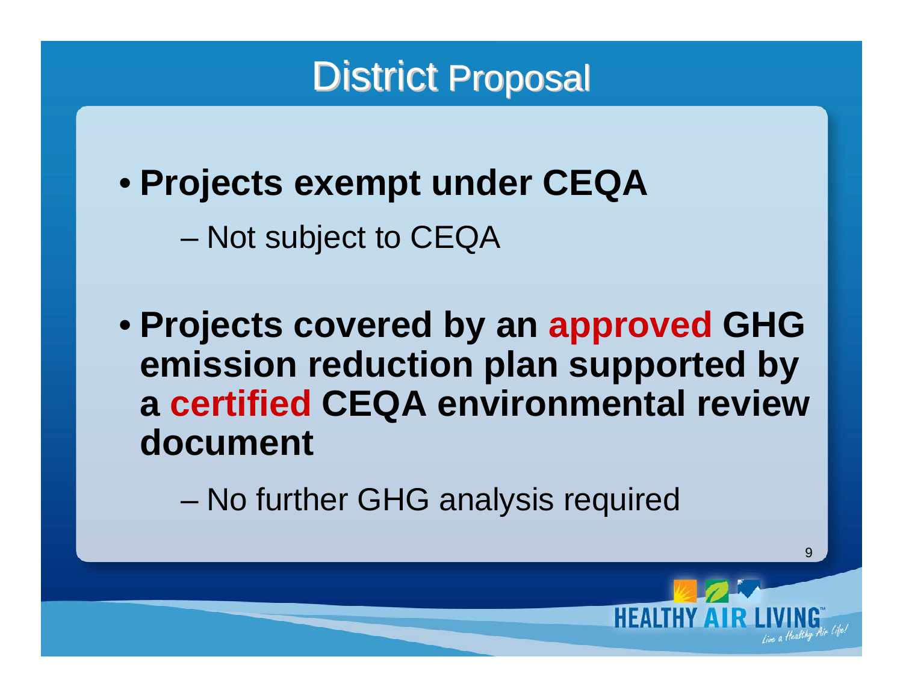# District Proposal

- **Projects exempt under CEQA**
  - Not subject to CEQA

- **Projects covered by an approved GHG emission reduction plan supported by a certified CEQA environmental review document**
  - No further GHG analysis required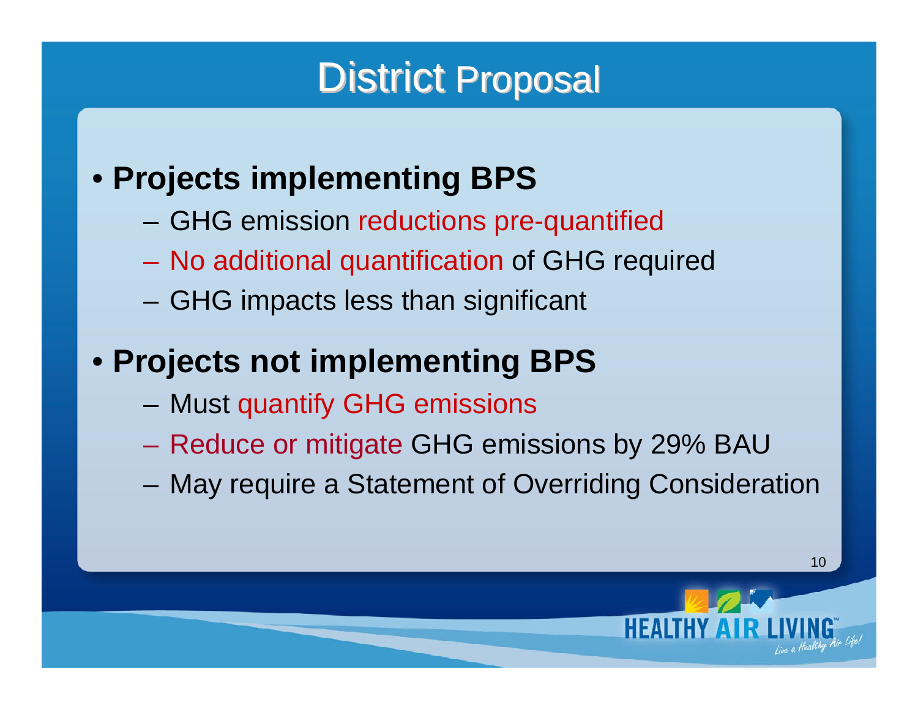# District Proposal

- **Projects implementing BPS**
  - GHG emission reductions pre-quantified
  - No additional quantification of GHG required
  - GHG impacts less than significant
- **Projects not implementing BPS**
  - Must quantify GHG emissions
  - Reduce or mitigate GHG emissions by 29% BAU
  - May require a Statement of Overriding Consideration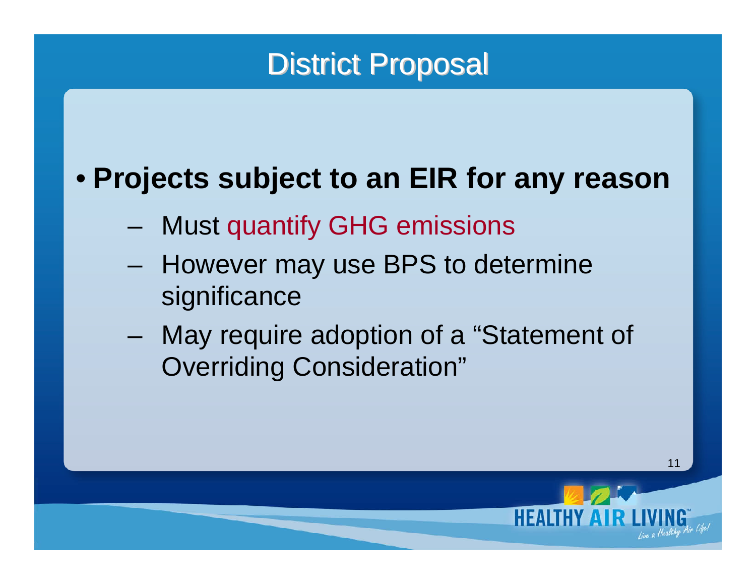# District Proposal

- **Projects subject to an EIR for any reason**
  - Must quantify GHG emissions
  - However may use BPS to determine significance
  - May require adoption of a “Statement of Overriding Consideration”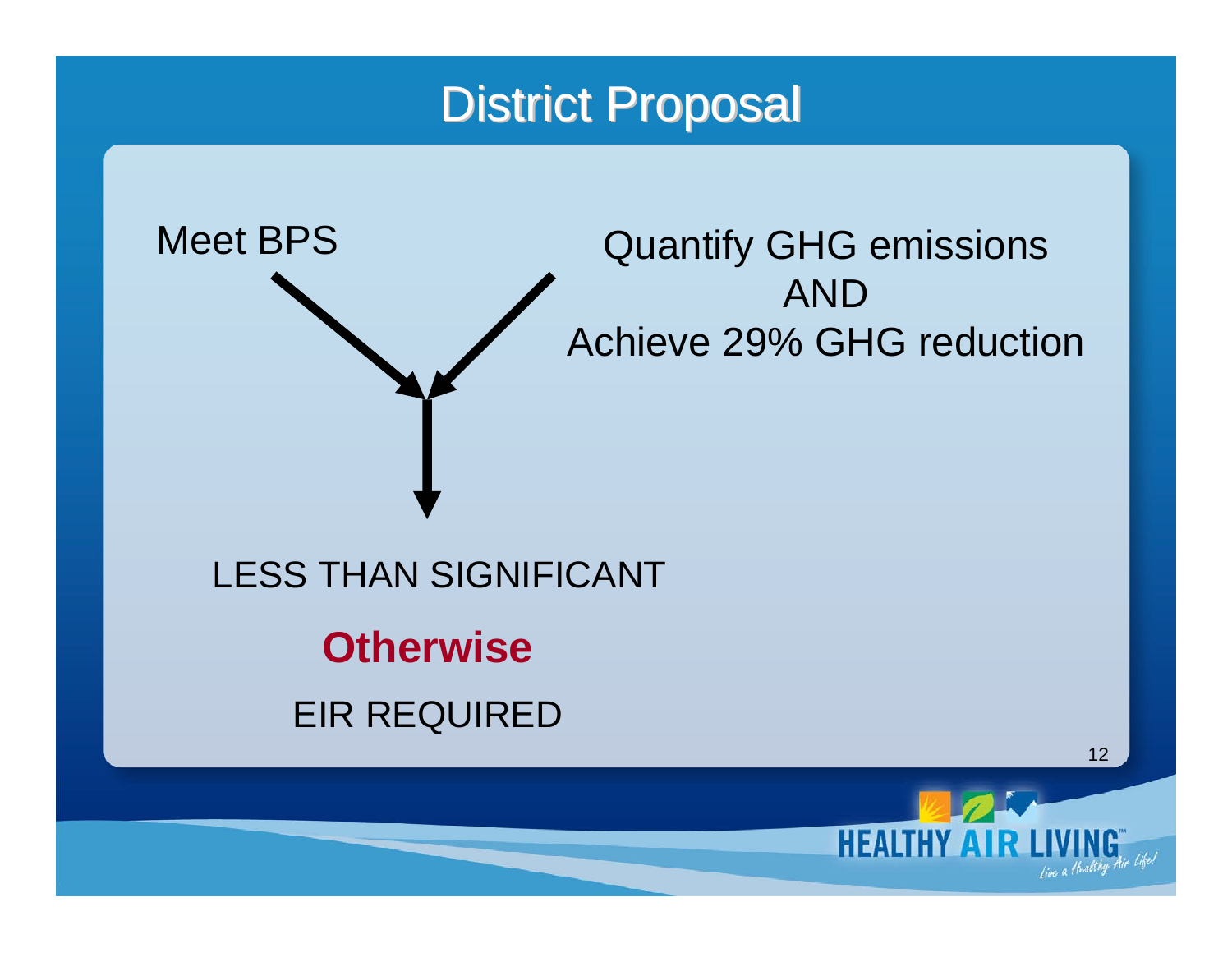# District Proposal

Meet BPS

Quantify GHG emissions
AND
Achieve 29% GHG reduction

LESS THAN SIGNIFICANT

**Otherwise**

EIR REQUIRED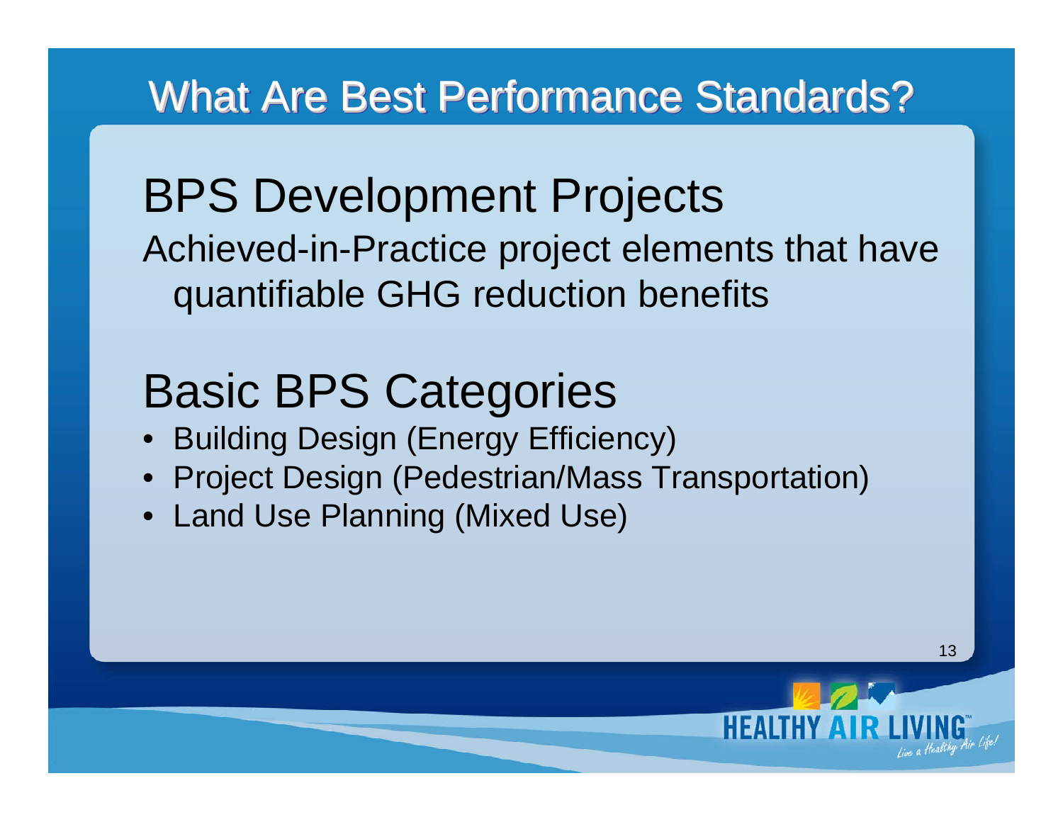# What Are Best Performance Standards?

## BPS Development Projects

Achieved-in-Practice project elements that have quantifiable GHG reduction benefits

## Basic BPS Categories

- Building Design (Energy Efficiency)
- Project Design (Pedestrian/Mass Transportation)
- Land Use Planning (Mixed Use)

HEALTHY AIR LIVING™ *Live a Healthy Air Life!*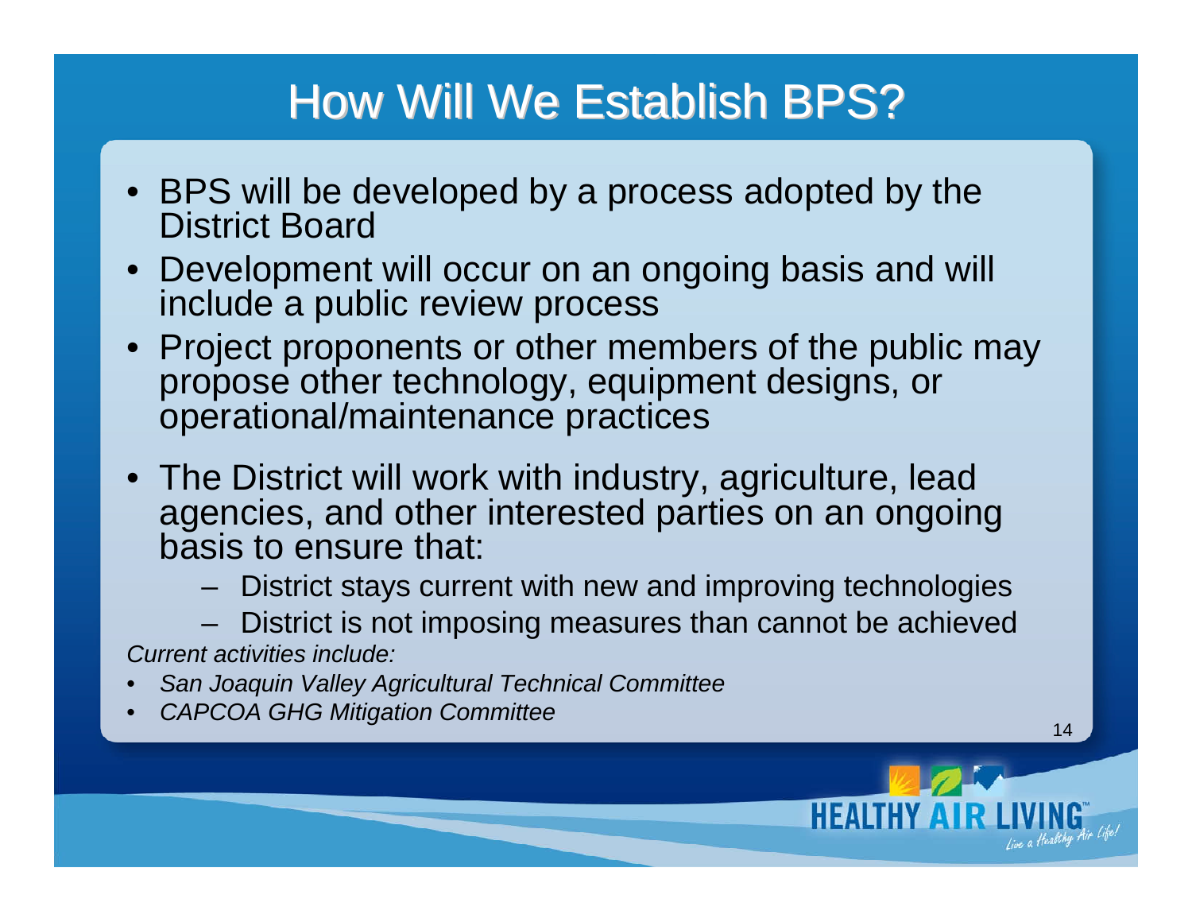# How Will We Establish BPS?

- BPS will be developed by a process adopted by the District Board
- Development will occur on an ongoing basis and will include a public review process
- Project proponents or other members of the public may propose other technology, equipment designs, or operational/maintenance practices
- The District will work with industry, agriculture, lead agencies, and other interested parties on an ongoing basis to ensure that:
  - District stays current with new and improving technologies
  - District is not imposing measures than cannot be achieved

*Current activities include:*

- *San Joaquin Valley Agricultural Technical Committee*
- *CAPCOA GHG Mitigation Committee*

HEALTHY AIR LIVING™ *Live a Healthy Air Life!*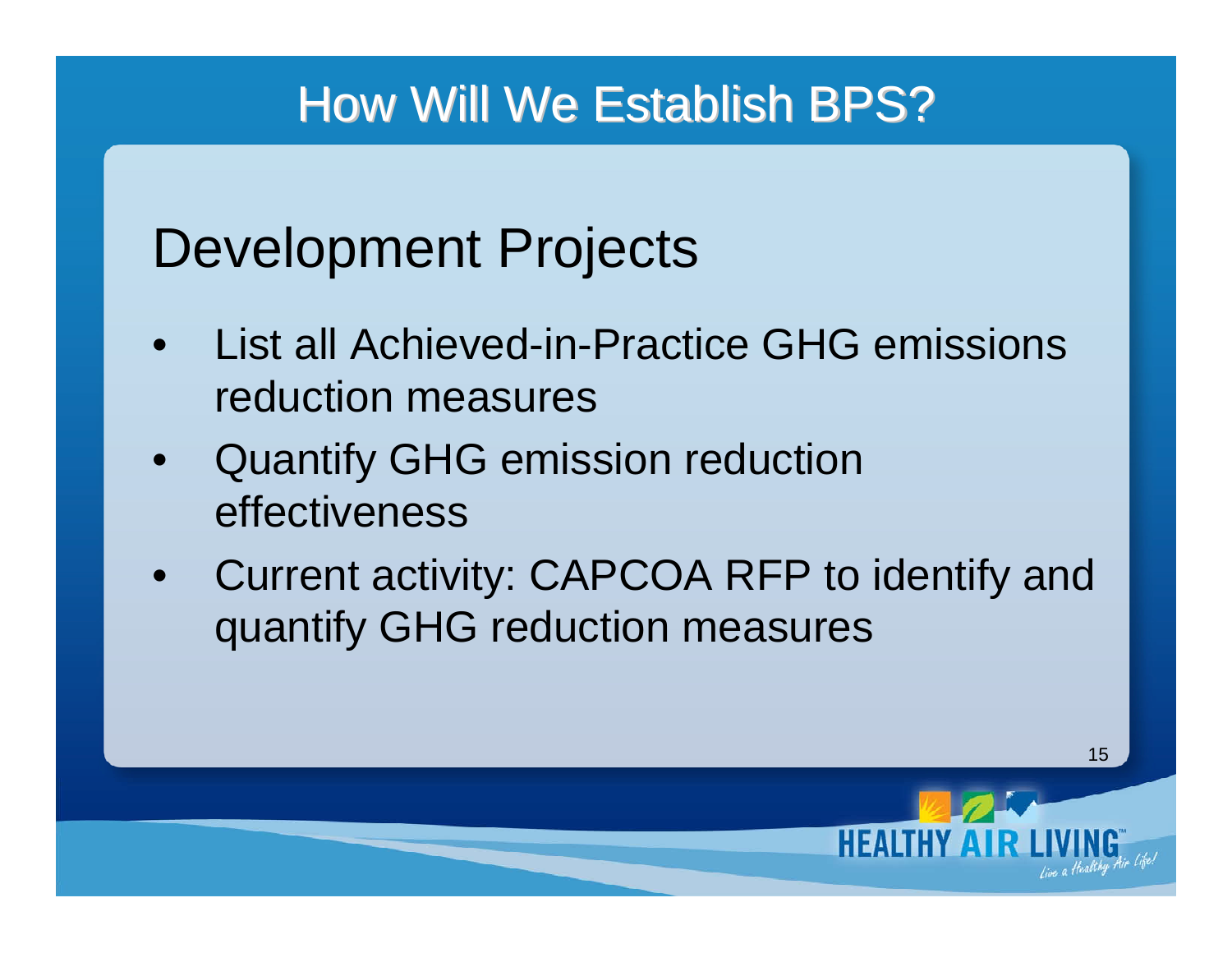# How Will We Establish BPS?

## Development Projects

- List all Achieved-in-Practice GHG emissions reduction measures
- Quantify GHG emission reduction effectiveness
- Current activity: CAPCOA RFP to identify and quantify GHG reduction measures

HEALTHY AIR LIVING™

*Live a Healthy Air Life!*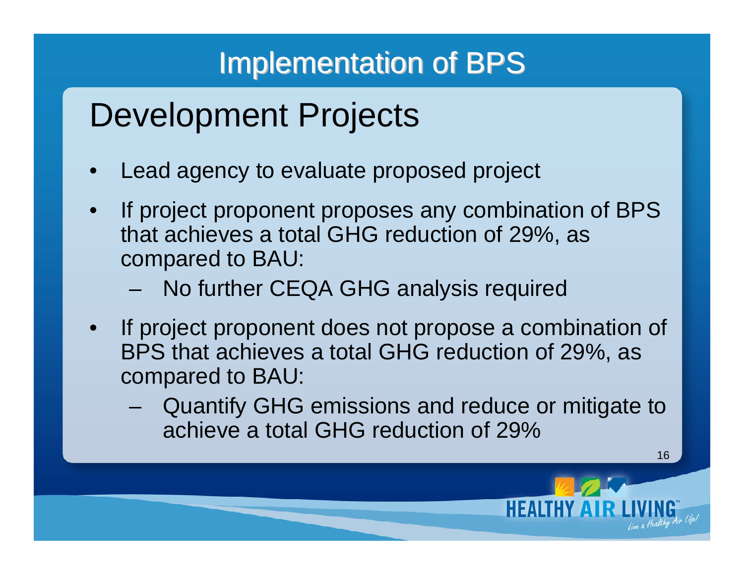# Implementation of BPS

## Development Projects

- Lead agency to evaluate proposed project
- If project proponent proposes any combination of BPS that achieves a total GHG reduction of 29%, as compared to BAU:
  - No further CEQA GHG analysis required
- If project proponent does not propose a combination of BPS that achieves a total GHG reduction of 29%, as compared to BAU:
  - Quantify GHG emissions and reduce or mitigate to achieve a total GHG reduction of 29%

HEALTHY AIR LIVING™ *Live a Healthy Air Life!*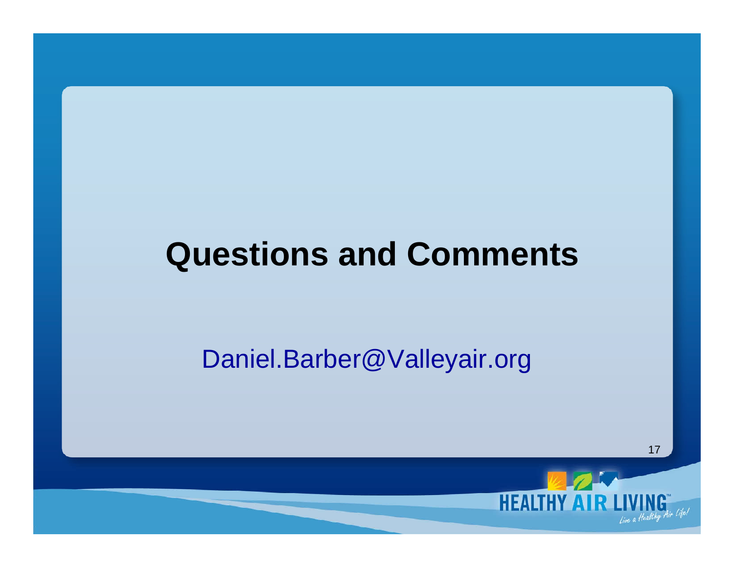# Questions and Comments

Daniel.Barber@Valleyair.org